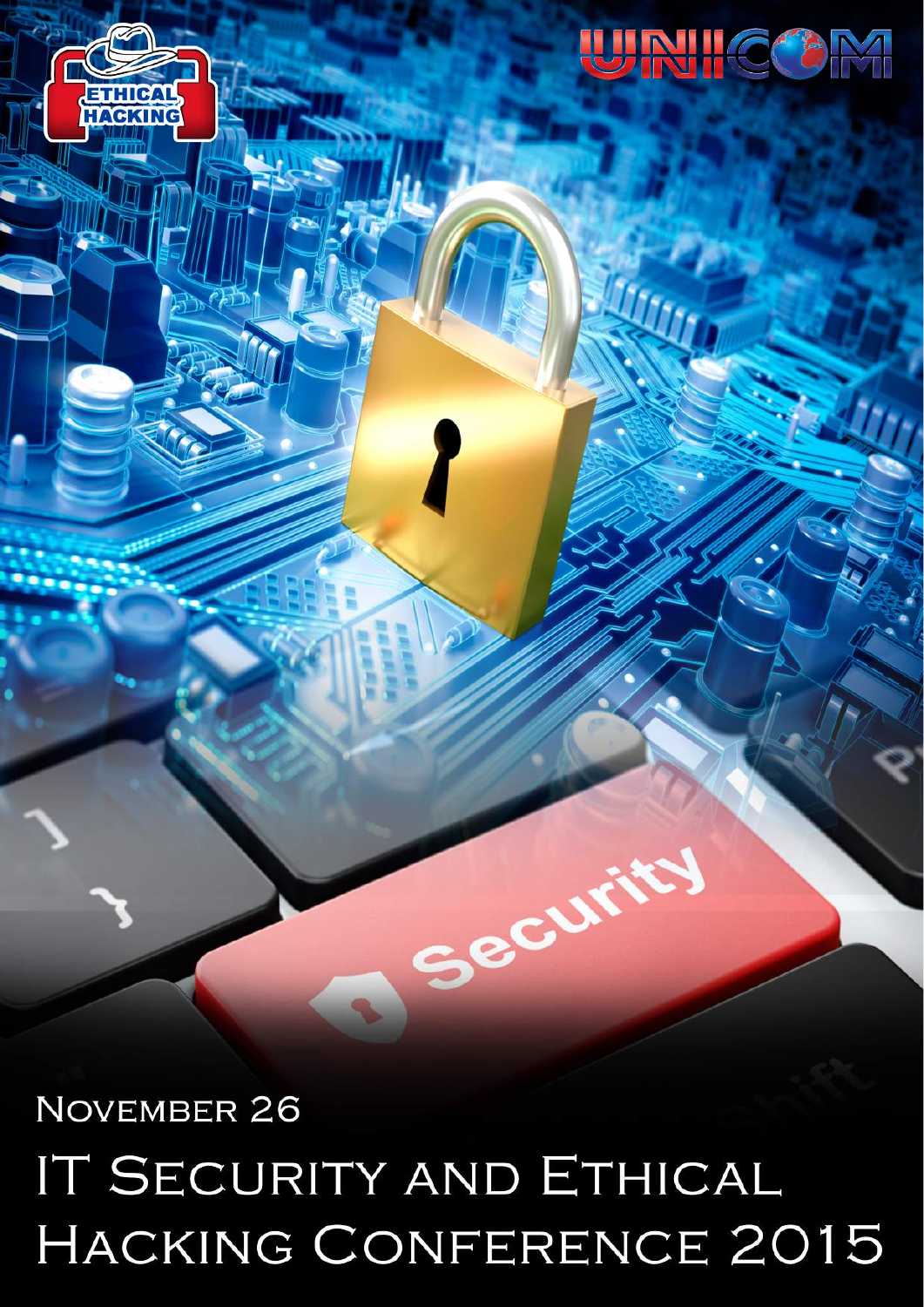ETHICAL HACKING

UNICOM

November 26

# IT Security and Ethical Hacking Conference 2015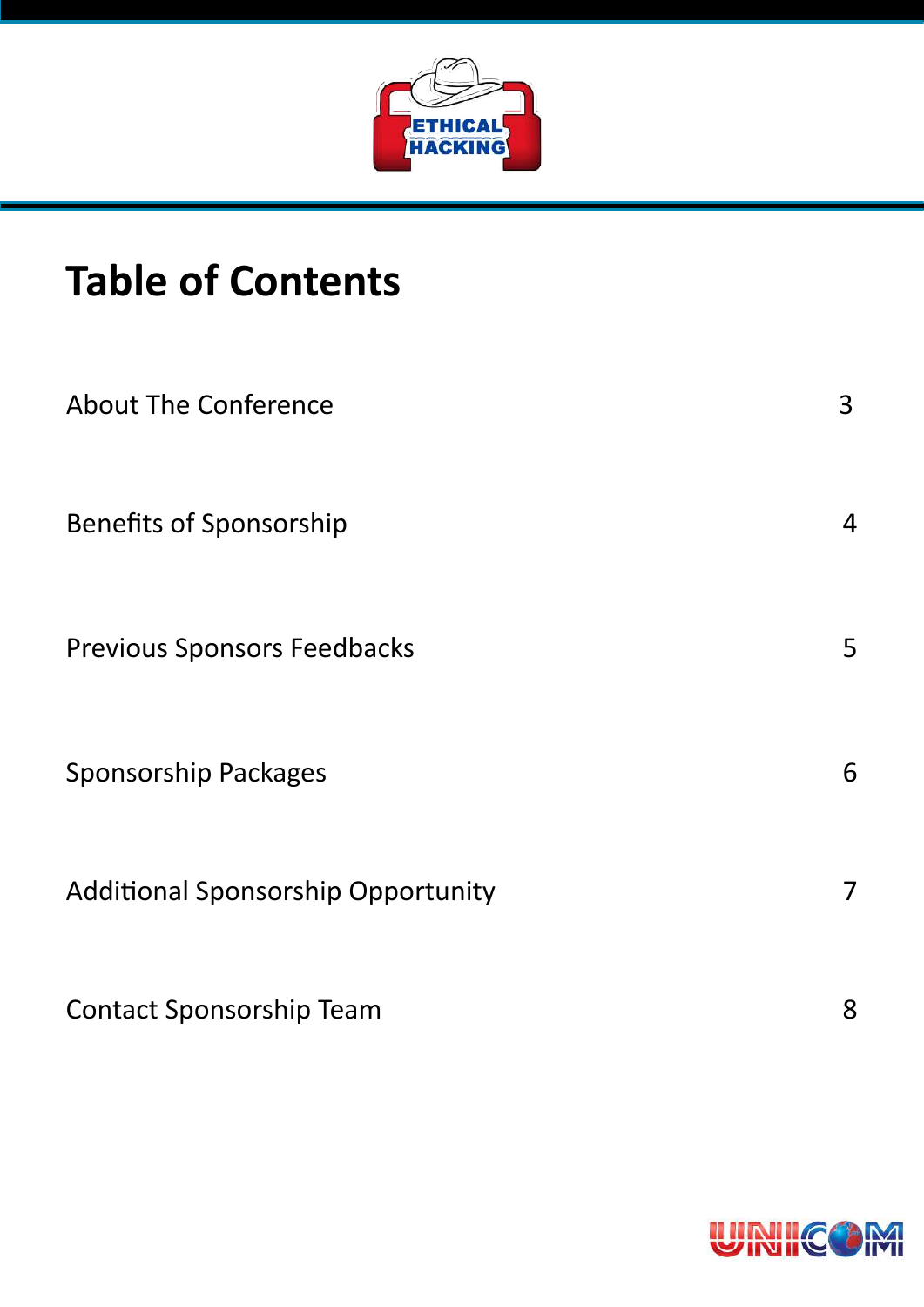# Table of Contents

| | |
|---|---|
| About The Conference | 3 |
| Benefits of Sponsorship | 4 |
| Previous Sponsors Feedbacks | 5 |
| Sponsorship Packages | 6 |
| Additional Sponsorship Opportunity | 7 |
| Contact Sponsorship Team | 8 |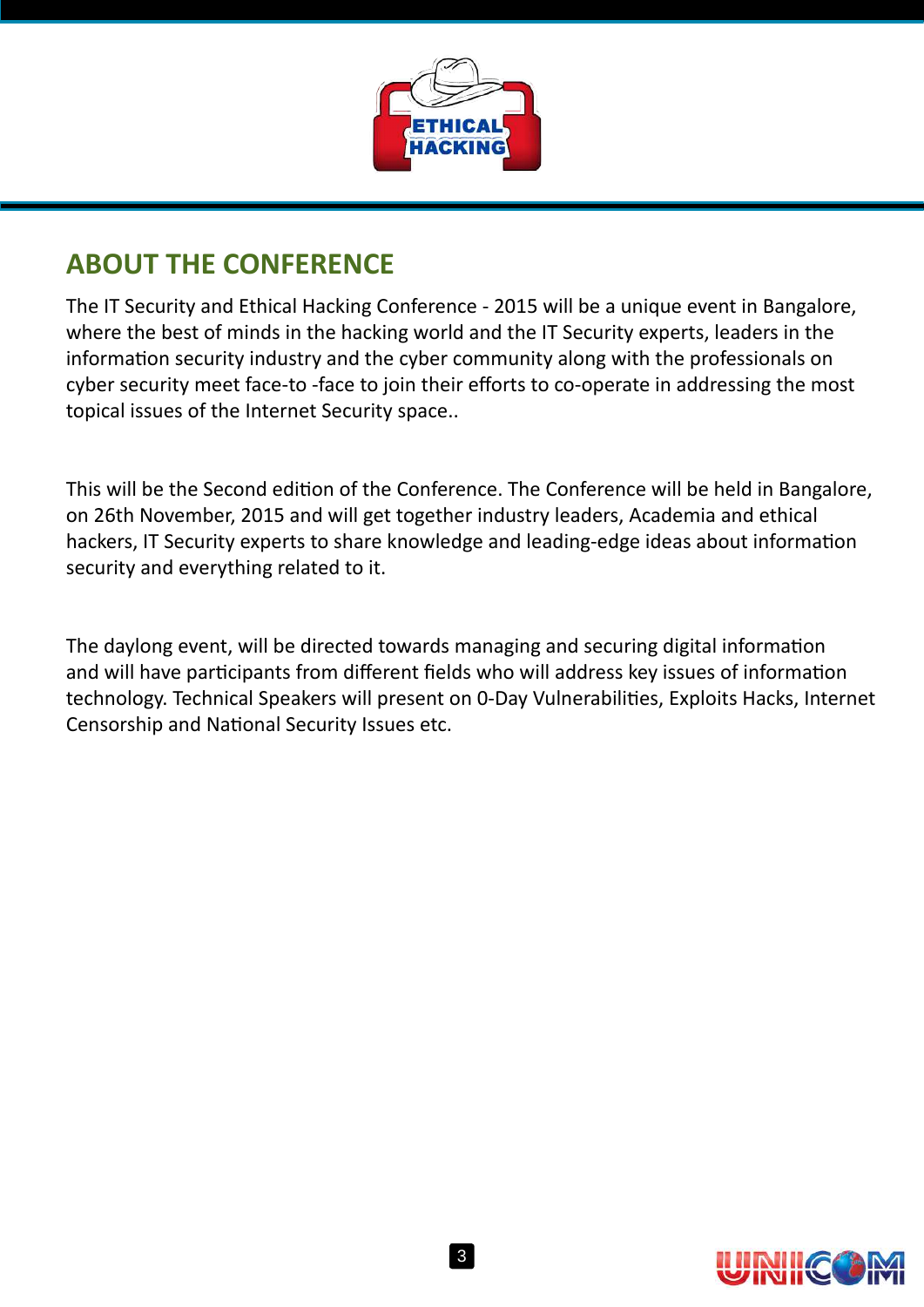## ABOUT THE CONFERENCE

The IT Security and Ethical Hacking Conference - 2015 will be a unique event in Bangalore, where the best of minds in the hacking world and the IT Security experts, leaders in the information security industry and the cyber community along with the professionals on cyber security meet face-to -face to join their efforts to co-operate in addressing the most topical issues of the Internet Security space..

This will be the Second edition of the Conference. The Conference will be held in Bangalore, on 26th November, 2015 and will get together industry leaders, Academia and ethical hackers, IT Security experts to share knowledge and leading-edge ideas about information security and everything related to it.

The daylong event, will be directed towards managing and securing digital information and will have participants from different fields who will address key issues of information technology. Technical Speakers will present on 0-Day Vulnerabilities, Exploits Hacks, Internet Censorship and National Security Issues etc.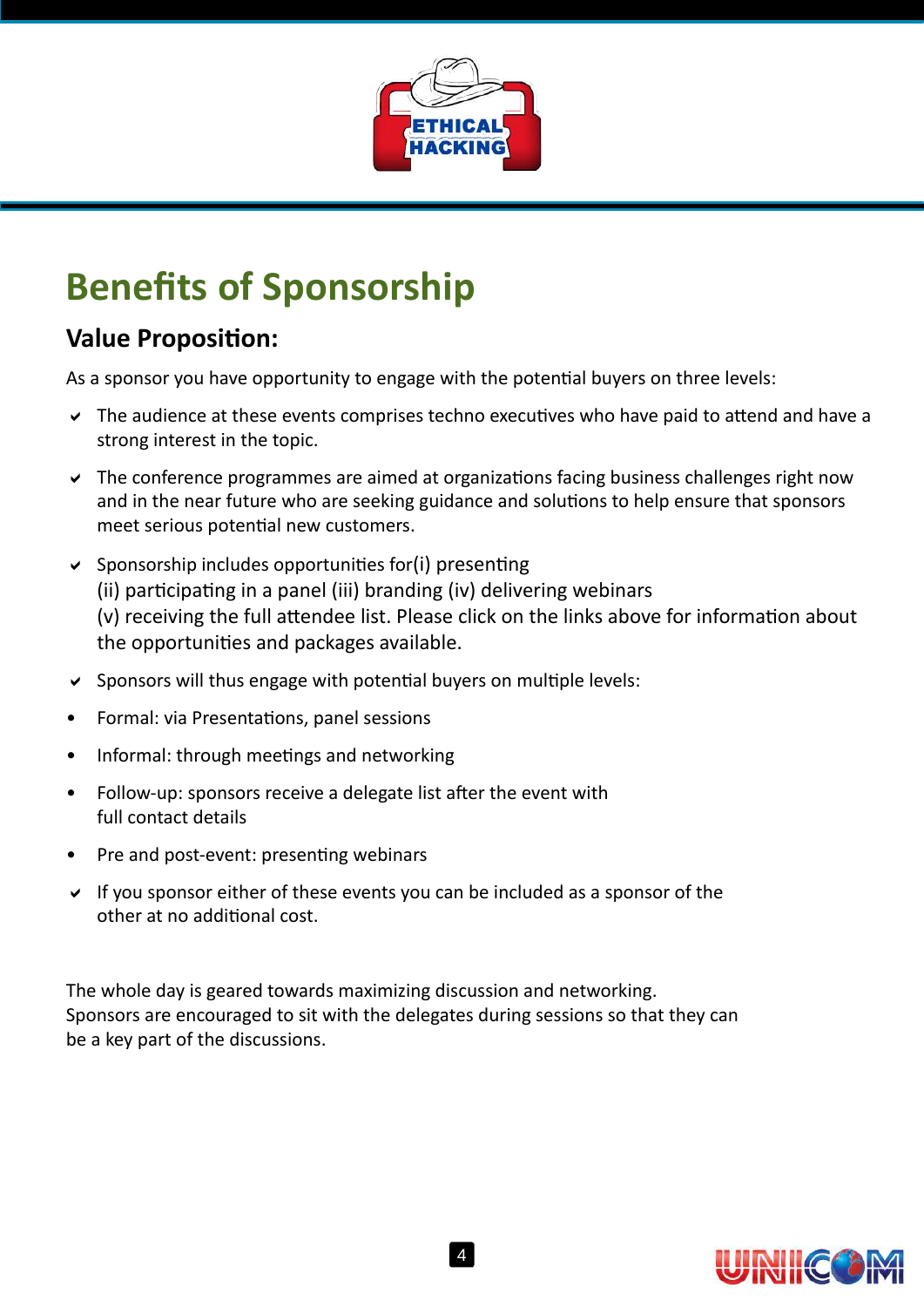# Benefits of Sponsorship

## Value Proposition:

As a sponsor you have opportunity to engage with the potential buyers on three levels:

- ✔ The audience at these events comprises techno executives who have paid to attend and have a strong interest in the topic.
- ✔ The conference programmes are aimed at organizations facing business challenges right now and in the near future who are seeking guidance and solutions to help ensure that sponsors meet serious potential new customers.
- ✔ Sponsorship includes opportunities for(i) presenting (ii) participating in a panel (iii) branding (iv) delivering webinars (v) receiving the full attendee list. Please click on the links above for information about the opportunities and packages available.
- ✔ Sponsors will thus engage with potential buyers on multiple levels:

- Formal: via Presentations, panel sessions
- Informal: through meetings and networking
- Follow-up: sponsors receive a delegate list after the event with full contact details
- Pre and post-event: presenting webinars

- ✔ If you sponsor either of these events you can be included as a sponsor of the other at no additional cost.

The whole day is geared towards maximizing discussion and networking. Sponsors are encouraged to sit with the delegates during sessions so that they can be a key part of the discussions.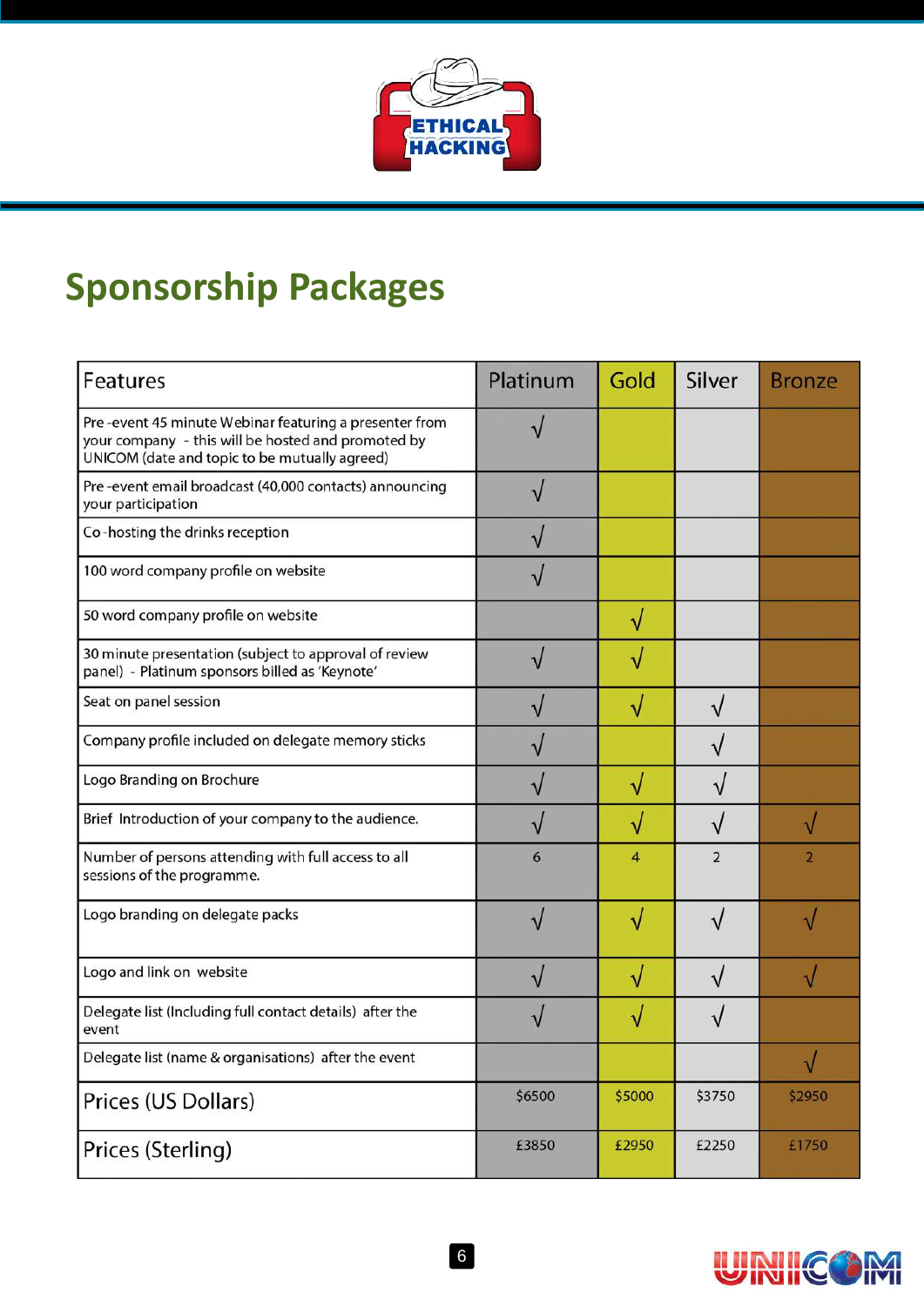# Sponsorship Packages

| Features | Platinum | Gold | Silver | Bronze |
|---|---|---|---|---|
| Pre-event 45 minute Webinar featuring a presenter from your company - this will be hosted and promoted by UNICOM (date and topic to be mutually agreed) | √ | | | |
| Pre-event email broadcast (40,000 contacts) announcing your participation | √ | | | |
| Co-hosting the drinks reception | √ | | | |
| 100 word company profile on website | √ | | | |
| 50 word company profile on website | | √ | | |
| 30 minute presentation (subject to approval of review panel) - Platinum sponsors billed as 'Keynote' | √ | √ | | |
| Seat on panel session | √ | √ | √ | |
| Company profile included on delegate memory sticks | √ | | √ | |
| Logo Branding on Brochure | √ | √ | √ | |
| Brief Introduction of your company to the audience. | √ | √ | √ | √ |
| Number of persons attending with full access to all sessions of the programme. | 6 | 4 | 2 | 2 |
| Logo branding on delegate packs | √ | √ | √ | √ |
| Logo and link on website | √ | √ | √ | √ |
| Delegate list (Including full contact details) after the event | √ | √ | √ | |
| Delegate list (name & organisations) after the event | | | | √ |
| Prices (US Dollars) | $6500 | $5000 | $3750 | $2950 |
| Prices (Sterling) | £3850 | £2950 | £2250 | £1750 |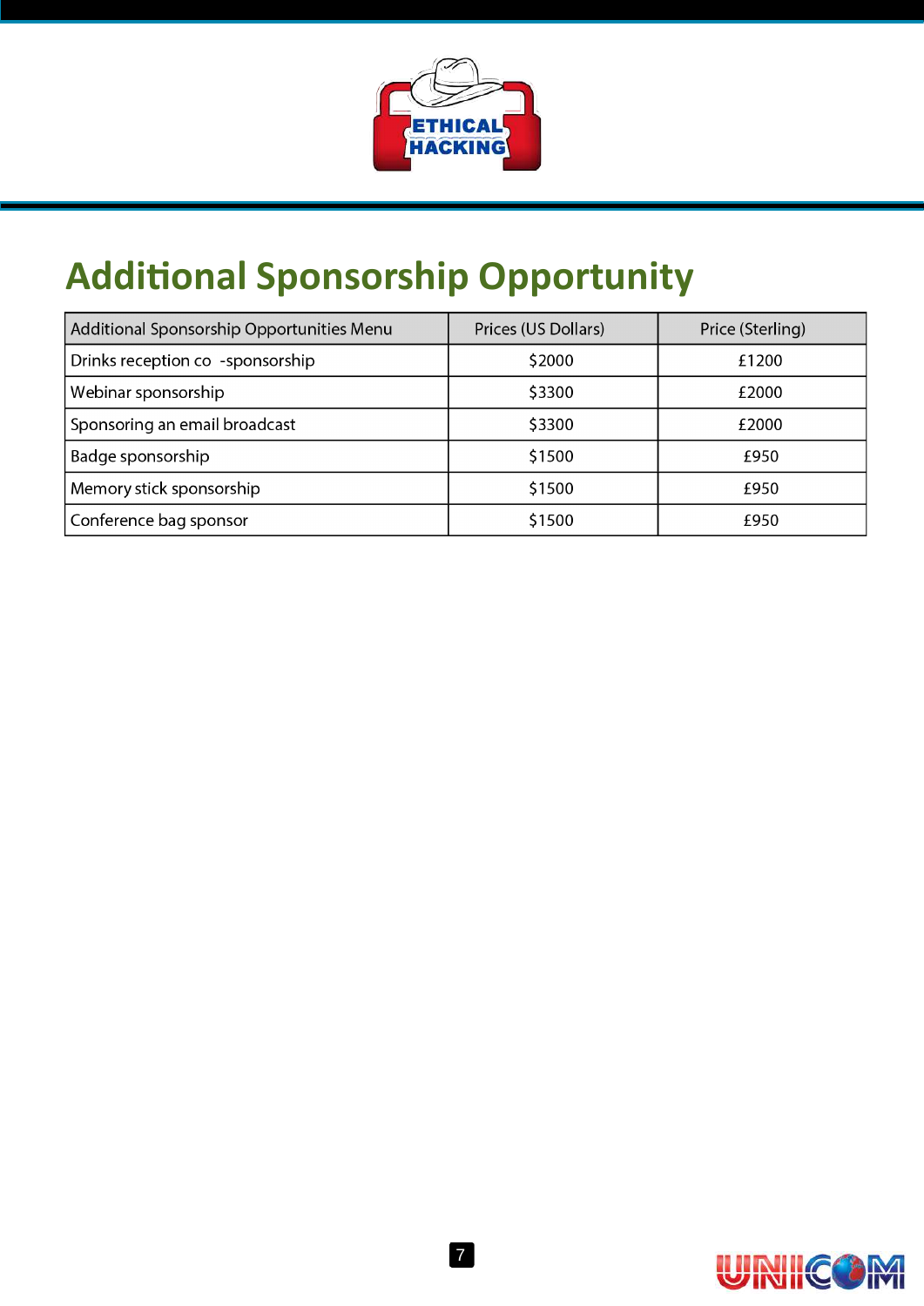# Additional Sponsorship Opportunity

| Additional Sponsorship Opportunities Menu | Prices (US Dollars) | Price (Sterling) |
|---|---|---|
| Drinks reception co -sponsorship | $2000 | £1200 |
| Webinar sponsorship | $3300 | £2000 |
| Sponsoring an email broadcast | $3300 | £2000 |
| Badge sponsorship | $1500 | £950 |
| Memory stick sponsorship | $1500 | £950 |
| Conference bag sponsor | $1500 | £950 |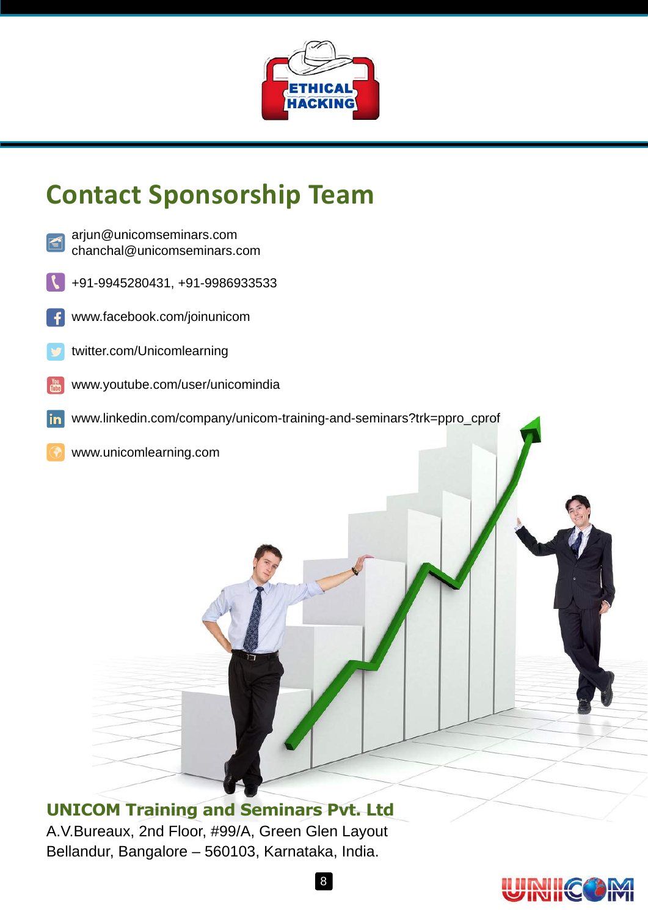## Contact Sponsorship Team

arjun@unicomseminars.com
chanchal@unicomseminars.com

+91-9945280431, +91-9986933533

www.facebook.com/joinunicom

twitter.com/Unicomlearning

www.youtube.com/user/unicomindia

www.linkedin.com/company/unicom-training-and-seminars?trk=ppro_cprof

www.unicomlearning.com

**UNICOM Training and Seminars Pvt. Ltd**
A.V.Bureaux, 2nd Floor, #99/A, Green Glen Layout
Bellandur, Bangalore – 560103, Karnataka, India.